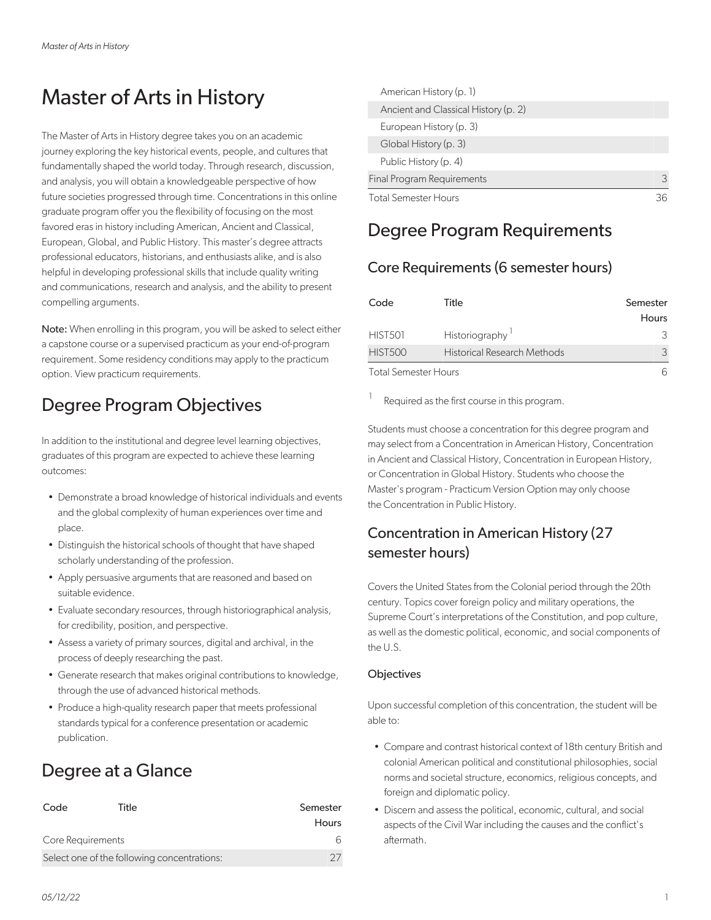# Master of Arts in History

The Master of Arts in History degree takes you on an academic journey exploring the key historical events, people, and cultures that fundamentally shaped the world today. Through research, discussion, and analysis, you will obtain a knowledgeable perspective of how future societies progressed through time. Concentrations in this online graduate program offer you the flexibility of focusing on the most favored eras in history including American, Ancient and Classical, European, Global, and Public History. This master's degree attracts professional educators, historians, and enthusiasts alike, and is also helpful in developing professional skills that include quality writing and communications, research and analysis, and the ability to present compelling arguments.

**Note:** When enrolling in this program, you will be asked to select either a capstone course or a supervised practicum as your end-of-program requirement. Some residency conditions may apply to the practicum option. View practicum requirements.

## Degree Program Objectives

In addition to the institutional and degree level learning objectives, graduates of this program are expected to achieve these learning outcomes:

- Demonstrate a broad knowledge of historical individuals and events and the global complexity of human experiences over time and place.
- Distinguish the historical schools of thought that have shaped scholarly understanding of the profession.
- Apply persuasive arguments that are reasoned and based on suitable evidence.
- Evaluate secondary resources, through historiographical analysis, for credibility, position, and perspective.
- Assess a variety of primary sources, digital and archival, in the process of deeply researching the past.
- Generate research that makes original contributions to knowledge, through the use of advanced historical methods.
- Produce a high-quality research paper that meets professional standards typical for a conference presentation or academic publication.

## Degree at a Glance

| Code | Title | Semester Hours |
|---|---|---|
| Core Requirements | | 6 |
| Select one of the following concentrations: | | 27 |
| | American History (p. 1) | |
| | Ancient and Classical History (p. 2) | |
| | European History (p. 3) | |
| | Global History (p. 3) | |
| | Public History (p. 4) | |
| Final Program Requirements | | 3 |
| Total Semester Hours | | 36 |

## Degree Program Requirements

### Core Requirements (6 semester hours)

| Code | Title | Semester Hours |
|---|---|---|
| HIST501 | Historiography [1] | 3 |
| HIST500 | Historical Research Methods | 3 |
| Total Semester Hours | | 6 |

[1] Required as the first course in this program.

Students must choose a concentration for this degree program and may select from a Concentration in American History, Concentration in Ancient and Classical History, Concentration in European History, or Concentration in Global History. Students who choose the Master's program - Practicum Version Option may only choose the Concentration in Public History.

### Concentration in American History (27 semester hours)

Covers the United States from the Colonial period through the 20th century. Topics cover foreign policy and military operations, the Supreme Court's interpretations of the Constitution, and pop culture, as well as the domestic political, economic, and social components of the U.S.

#### Objectives

Upon successful completion of this concentration, the student will be able to:

- Compare and contrast historical context of 18th century British and colonial American political and constitutional philosophies, social norms and societal structure, economics, religious concepts, and foreign and diplomatic policy.
- Discern and assess the political, economic, cultural, and social aspects of the Civil War including the causes and the conflict's aftermath.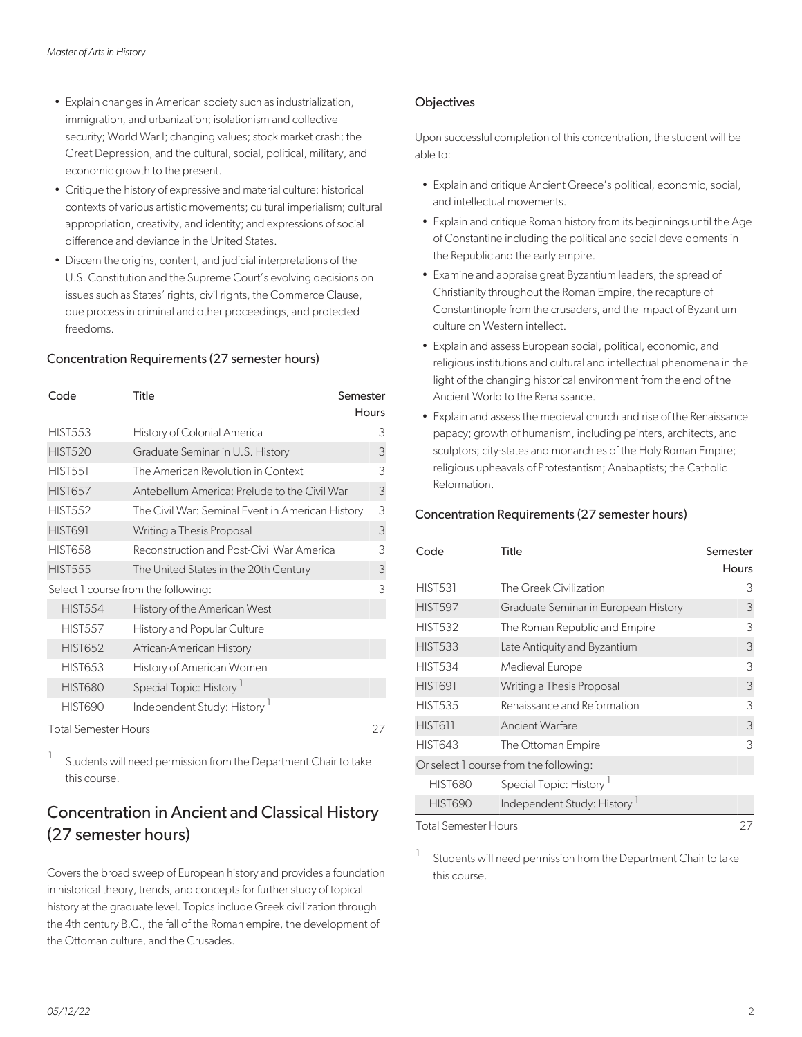- Explain changes in American society such as industrialization, immigration, and urbanization; isolationism and collective security; World War I; changing values; stock market crash; the Great Depression, and the cultural, social, political, military, and economic growth to the present.
- Critique the history of expressive and material culture; historical contexts of various artistic movements; cultural imperialism; cultural appropriation, creativity, and identity; and expressions of social difference and deviance in the United States.
- Discern the origins, content, and judicial interpretations of the U.S. Constitution and the Supreme Court's evolving decisions on issues such as States' rights, civil rights, the Commerce Clause, due process in criminal and other proceedings, and protected freedoms.

### Concentration Requirements (27 semester hours)

| Code | Title | Semester Hours |
|---|---|---|
| HIST553 | History of Colonial America | 3 |
| HIST520 | Graduate Seminar in U.S. History | 3 |
| HIST551 | The American Revolution in Context | 3 |
| HIST657 | Antebellum America: Prelude to the Civil War | 3 |
| HIST552 | The Civil War: Seminal Event in American History | 3 |
| HIST691 | Writing a Thesis Proposal | 3 |
| HIST658 | Reconstruction and Post-Civil War America | 3 |
| HIST555 | The United States in the 20th Century | 3 |
| Select 1 course from the following: | | 3 |
| HIST554 | History of the American West | |
| HIST557 | History and Popular Culture | |
| HIST652 | African-American History | |
| HIST653 | History of American Women | |
| HIST680 | Special Topic: History [1] | |
| HIST690 | Independent Study: History [1] | |
| Total Semester Hours | | 27 |

[1] Students will need permission from the Department Chair to take this course.

## Concentration in Ancient and Classical History (27 semester hours)

Covers the broad sweep of European history and provides a foundation in historical theory, trends, and concepts for further study of topical history at the graduate level. Topics include Greek civilization through the 4th century B.C., the fall of the Roman empire, the development of the Ottoman culture, and the Crusades.

### Objectives

Upon successful completion of this concentration, the student will be able to:

- Explain and critique Ancient Greece's political, economic, social, and intellectual movements.
- Explain and critique Roman history from its beginnings until the Age of Constantine including the political and social developments in the Republic and the early empire.
- Examine and appraise great Byzantium leaders, the spread of Christianity throughout the Roman Empire, the recapture of Constantinople from the crusaders, and the impact of Byzantium culture on Western intellect.
- Explain and assess European social, political, economic, and religious institutions and cultural and intellectual phenomena in the light of the changing historical environment from the end of the Ancient World to the Renaissance.
- Explain and assess the medieval church and rise of the Renaissance papacy; growth of humanism, including painters, architects, and sculptors; city-states and monarchies of the Holy Roman Empire; religious upheavals of Protestantism; Anabaptists; the Catholic Reformation.

### Concentration Requirements (27 semester hours)

| Code | Title | Semester Hours |
|---|---|---|
| HIST531 | The Greek Civilization | 3 |
| HIST597 | Graduate Seminar in European History | 3 |
| HIST532 | The Roman Republic and Empire | 3 |
| HIST533 | Late Antiquity and Byzantium | 3 |
| HIST534 | Medieval Europe | 3 |
| HIST691 | Writing a Thesis Proposal | 3 |
| HIST535 | Renaissance and Reformation | 3 |
| HIST611 | Ancient Warfare | 3 |
| HIST643 | The Ottoman Empire | 3 |
| Or select 1 course from the following: | | |
| HIST680 | Special Topic: History [1] | |
| HIST690 | Independent Study: History [1] | |
| Total Semester Hours | | 27 |

[1] Students will need permission from the Department Chair to take this course.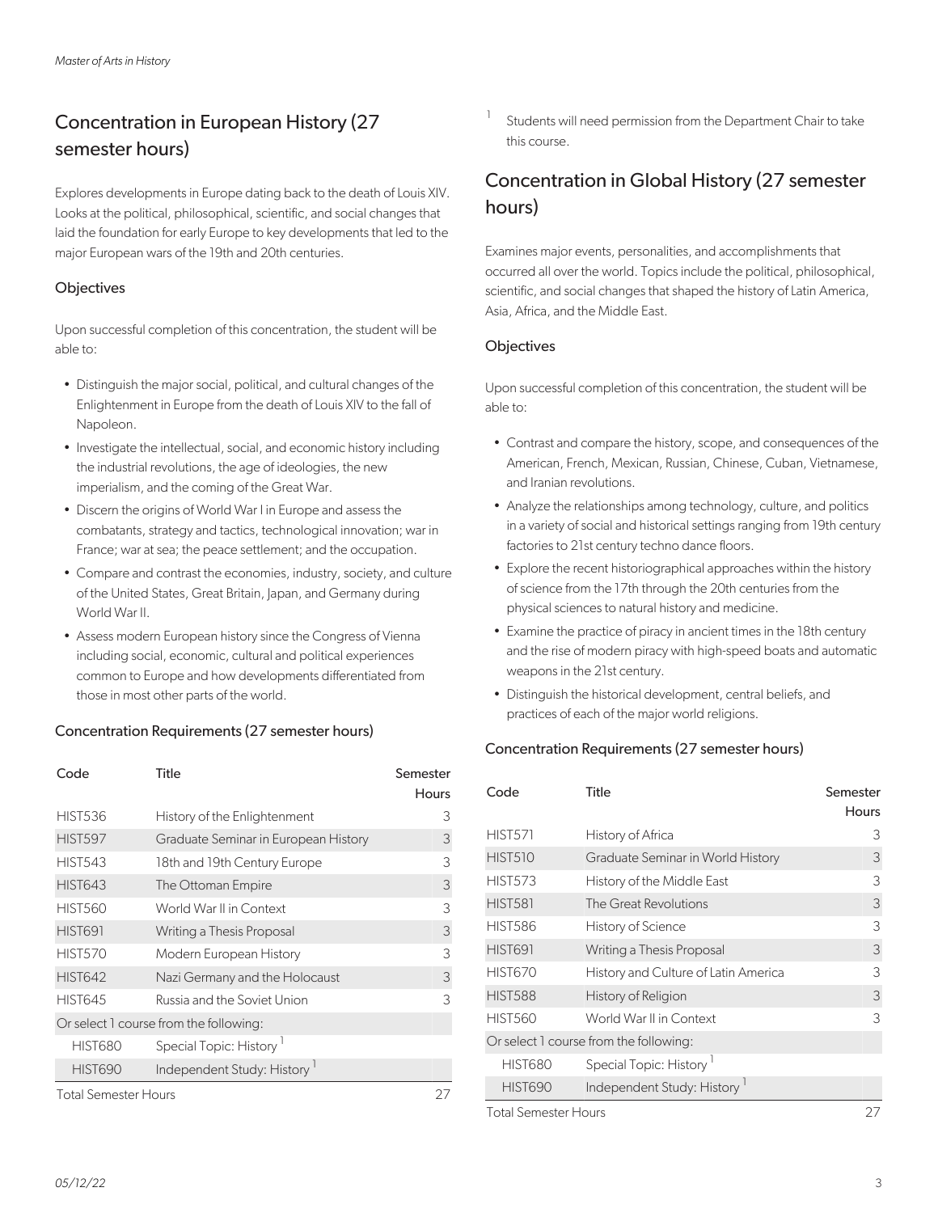## Concentration in European History (27 semester hours)

Explores developments in Europe dating back to the death of Louis XIV. Looks at the political, philosophical, scientific, and social changes that laid the foundation for early Europe to key developments that led to the major European wars of the 19th and 20th centuries.

### Objectives

Upon successful completion of this concentration, the student will be able to:

- Distinguish the major social, political, and cultural changes of the Enlightenment in Europe from the death of Louis XIV to the fall of Napoleon.
- Investigate the intellectual, social, and economic history including the industrial revolutions, the age of ideologies, the new imperialism, and the coming of the Great War.
- Discern the origins of World War I in Europe and assess the combatants, strategy and tactics, technological innovation; war in France; war at sea; the peace settlement; and the occupation.
- Compare and contrast the economies, industry, society, and culture of the United States, Great Britain, Japan, and Germany during World War II.
- Assess modern European history since the Congress of Vienna including social, economic, cultural and political experiences common to Europe and how developments differentiated from those in most other parts of the world.

### Concentration Requirements (27 semester hours)

| Code | Title | Semester Hours |
|---|---|---|
| HIST536 | History of the Enlightenment | 3 |
| HIST597 | Graduate Seminar in European History | 3 |
| HIST543 | 18th and 19th Century Europe | 3 |
| HIST643 | The Ottoman Empire | 3 |
| HIST560 | World War II in Context | 3 |
| HIST691 | Writing a Thesis Proposal | 3 |
| HIST570 | Modern European History | 3 |
| HIST642 | Nazi Germany and the Holocaust | 3 |
| HIST645 | Russia and the Soviet Union | 3 |
| Or select 1 course from the following: | | |
| HIST680 | Special Topic: History [1] | |
| HIST690 | Independent Study: History [1] | |
| Total Semester Hours | | 27 |

[1] Students will need permission from the Department Chair to take this course.

## Concentration in Global History (27 semester hours)

Examines major events, personalities, and accomplishments that occurred all over the world. Topics include the political, philosophical, scientific, and social changes that shaped the history of Latin America, Asia, Africa, and the Middle East.

### Objectives

Upon successful completion of this concentration, the student will be able to:

- Contrast and compare the history, scope, and consequences of the American, French, Mexican, Russian, Chinese, Cuban, Vietnamese, and Iranian revolutions.
- Analyze the relationships among technology, culture, and politics in a variety of social and historical settings ranging from 19th century factories to 21st century techno dance floors.
- Explore the recent historiographical approaches within the history of science from the 17th through the 20th centuries from the physical sciences to natural history and medicine.
- Examine the practice of piracy in ancient times in the 18th century and the rise of modern piracy with high-speed boats and automatic weapons in the 21st century.
- Distinguish the historical development, central beliefs, and practices of each of the major world religions.

### Concentration Requirements (27 semester hours)

| Code | Title | Semester Hours |
|---|---|---|
| HIST571 | History of Africa | 3 |
| HIST510 | Graduate Seminar in World History | 3 |
| HIST573 | History of the Middle East | 3 |
| HIST581 | The Great Revolutions | 3 |
| HIST586 | History of Science | 3 |
| HIST691 | Writing a Thesis Proposal | 3 |
| HIST670 | History and Culture of Latin America | 3 |
| HIST588 | History of Religion | 3 |
| HIST560 | World War II in Context | 3 |
| Or select 1 course from the following: | | |
| HIST680 | Special Topic: History [1] | |
| HIST690 | Independent Study: History [1] | |
| Total Semester Hours | | 27 |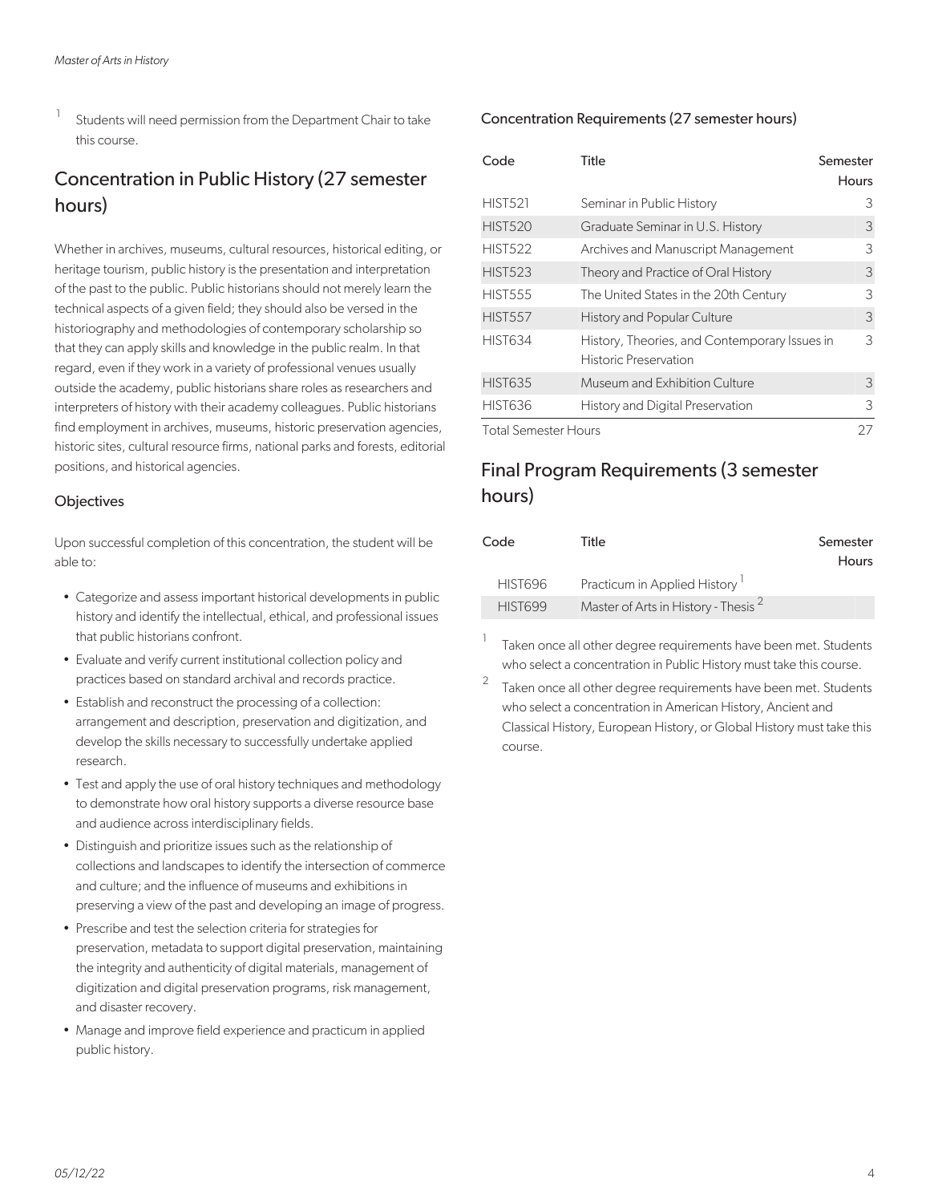[1] Students will need permission from the Department Chair to take this course.

## Concentration in Public History (27 semester hours)

Whether in archives, museums, cultural resources, historical editing, or heritage tourism, public history is the presentation and interpretation of the past to the public. Public historians should not merely learn the technical aspects of a given field; they should also be versed in the historiography and methodologies of contemporary scholarship so that they can apply skills and knowledge in the public realm. In that regard, even if they work in a variety of professional venues usually outside the academy, public historians share roles as researchers and interpreters of history with their academy colleagues. Public historians find employment in archives, museums, historic preservation agencies, historic sites, cultural resource firms, national parks and forests, editorial positions, and historical agencies.

### Objectives

Upon successful completion of this concentration, the student will be able to:

- Categorize and assess important historical developments in public history and identify the intellectual, ethical, and professional issues that public historians confront.
- Evaluate and verify current institutional collection policy and practices based on standard archival and records practice.
- Establish and reconstruct the processing of a collection: arrangement and description, preservation and digitization, and develop the skills necessary to successfully undertake applied research.
- Test and apply the use of oral history techniques and methodology to demonstrate how oral history supports a diverse resource base and audience across interdisciplinary fields.
- Distinguish and prioritize issues such as the relationship of collections and landscapes to identify the intersection of commerce and culture; and the influence of museums and exhibitions in preserving a view of the past and developing an image of progress.
- Prescribe and test the selection criteria for strategies for preservation, metadata to support digital preservation, maintaining the integrity and authenticity of digital materials, management of digitization and digital preservation programs, risk management, and disaster recovery.
- Manage and improve field experience and practicum in applied public history.

### Concentration Requirements (27 semester hours)

| Code | Title | Semester Hours |
|---|---|---|
| HIST521 | Seminar in Public History | 3 |
| HIST520 | Graduate Seminar in U.S. History | 3 |
| HIST522 | Archives and Manuscript Management | 3 |
| HIST523 | Theory and Practice of Oral History | 3 |
| HIST555 | The United States in the 20th Century | 3 |
| HIST557 | History and Popular Culture | 3 |
| HIST634 | History, Theories, and Contemporary Issues in Historic Preservation | 3 |
| HIST635 | Museum and Exhibition Culture | 3 |
| HIST636 | History and Digital Preservation | 3 |
| Total Semester Hours | | 27 |

## Final Program Requirements (3 semester hours)

| Code | Title | Semester Hours |
|---|---|---|
| HIST696 | Practicum in Applied History [1] | |
| HIST699 | Master of Arts in History - Thesis [2] | |

[1] Taken once all other degree requirements have been met. Students who select a concentration in Public History must take this course.

[2] Taken once all other degree requirements have been met. Students who select a concentration in American History, Ancient and Classical History, European History, or Global History must take this course.